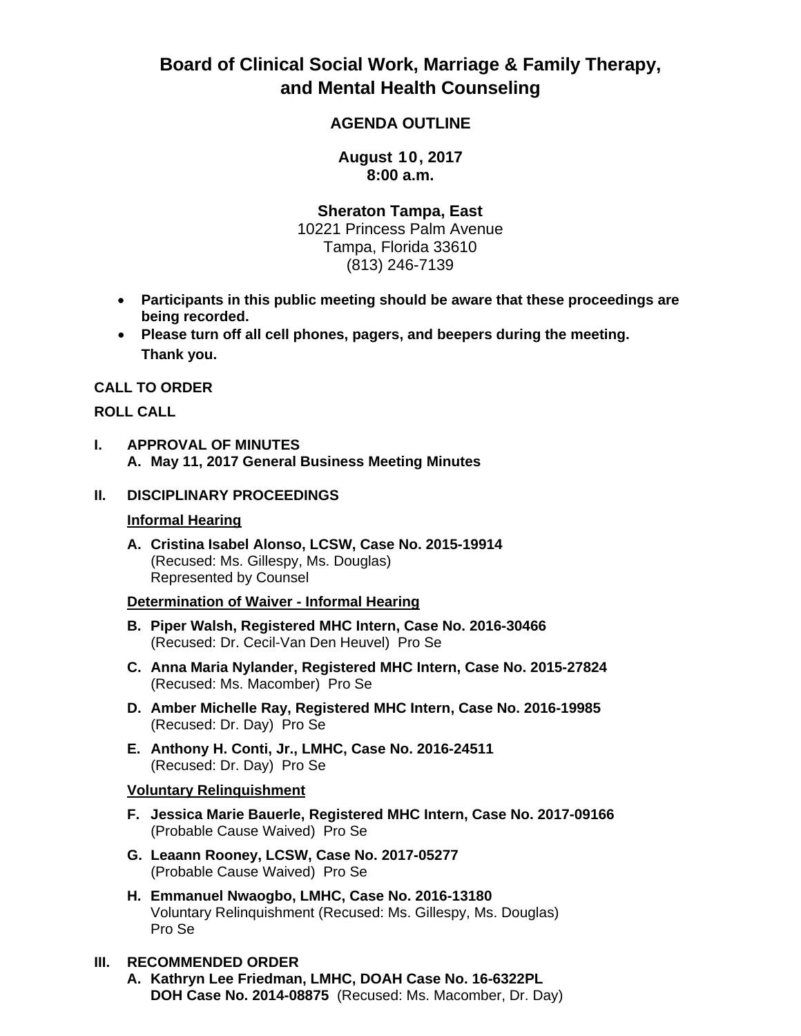# Board of Clinical Social Work, Marriage & Family Therapy, and Mental Health Counseling

## AGENDA OUTLINE

**August 10, 2017**
**8:00 a.m.**

**Sheraton Tampa, East**
10221 Princess Palm Avenue
Tampa, Florida 33610
(813) 246-7139

- **Participants in this public meeting should be aware that these proceedings are being recorded.**
- **Please turn off all cell phones, pagers, and beepers during the meeting. Thank you.**

**CALL TO ORDER**

**ROLL CALL**

**I. APPROVAL OF MINUTES**

**A. May 11, 2017 General Business Meeting Minutes**

**II. DISCIPLINARY PROCEEDINGS**

**Informal Hearing**

**A. Cristina Isabel Alonso, LCSW, Case No. 2015-19914**
(Recused: Ms. Gillespy, Ms. Douglas)
Represented by Counsel

**Determination of Waiver - Informal Hearing**

**B. Piper Walsh, Registered MHC Intern, Case No. 2016-30466**
(Recused: Dr. Cecil-Van Den Heuvel) Pro Se

**C. Anna Maria Nylander, Registered MHC Intern, Case No. 2015-27824**
(Recused: Ms. Macomber) Pro Se

**D. Amber Michelle Ray, Registered MHC Intern, Case No. 2016-19985**
(Recused: Dr. Day) Pro Se

**E. Anthony H. Conti, Jr., LMHC, Case No. 2016-24511**
(Recused: Dr. Day) Pro Se

**Voluntary Relinquishment**

**F. Jessica Marie Bauerle, Registered MHC Intern, Case No. 2017-09166**
(Probable Cause Waived) Pro Se

**G. Leaann Rooney, LCSW, Case No. 2017-05277**
(Probable Cause Waived) Pro Se

**H. Emmanuel Nwaogbo, LMHC, Case No. 2016-13180**
Voluntary Relinquishment (Recused: Ms. Gillespy, Ms. Douglas)
Pro Se

**III. RECOMMENDED ORDER**

**A. Kathryn Lee Friedman, LMHC, DOAH Case No. 16-6322PL**
**DOH Case No. 2014-08875** (Recused: Ms. Macomber, Dr. Day)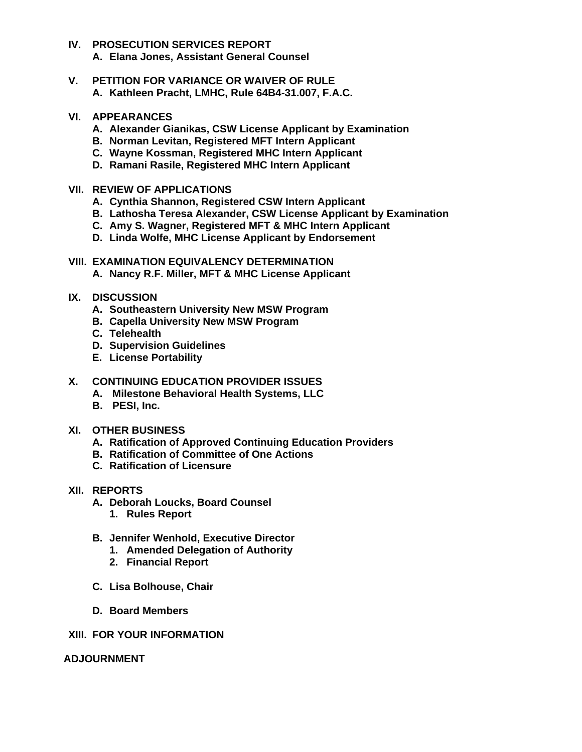**IV. PROSECUTION SERVICES REPORT**

- **A. Elana Jones, Assistant General Counsel**

**V. PETITION FOR VARIANCE OR WAIVER OF RULE**

- **A. Kathleen Pracht, LMHC, Rule 64B4-31.007, F.A.C.**

**VI. APPEARANCES**

- **A. Alexander Gianikas, CSW License Applicant by Examination**
- **B. Norman Levitan, Registered MFT Intern Applicant**
- **C. Wayne Kossman, Registered MHC Intern Applicant**
- **D. Ramani Rasile, Registered MHC Intern Applicant**

**VII. REVIEW OF APPLICATIONS**

- **A. Cynthia Shannon, Registered CSW Intern Applicant**
- **B. Lathosha Teresa Alexander, CSW License Applicant by Examination**
- **C. Amy S. Wagner, Registered MFT & MHC Intern Applicant**
- **D. Linda Wolfe, MHC License Applicant by Endorsement**

**VIII. EXAMINATION EQUIVALENCY DETERMINATION**

- **A. Nancy R.F. Miller, MFT & MHC License Applicant**

**IX. DISCUSSION**

- **A. Southeastern University New MSW Program**
- **B. Capella University New MSW Program**
- **C. Telehealth**
- **D. Supervision Guidelines**
- **E. License Portability**

**X. CONTINUING EDUCATION PROVIDER ISSUES**

- **A. Milestone Behavioral Health Systems, LLC**
- **B. PESI, Inc.**

**XI. OTHER BUSINESS**

- **A. Ratification of Approved Continuing Education Providers**
- **B. Ratification of Committee of One Actions**
- **C. Ratification of Licensure**

**XII. REPORTS**

- **A. Deborah Loucks, Board Counsel**
  - **1. Rules Report**

- **B. Jennifer Wenhold, Executive Director**
  - **1. Amended Delegation of Authority**
  - **2. Financial Report**

- **C. Lisa Bolhouse, Chair**

- **D. Board Members**

**XIII. FOR YOUR INFORMATION**

**ADJOURNMENT**